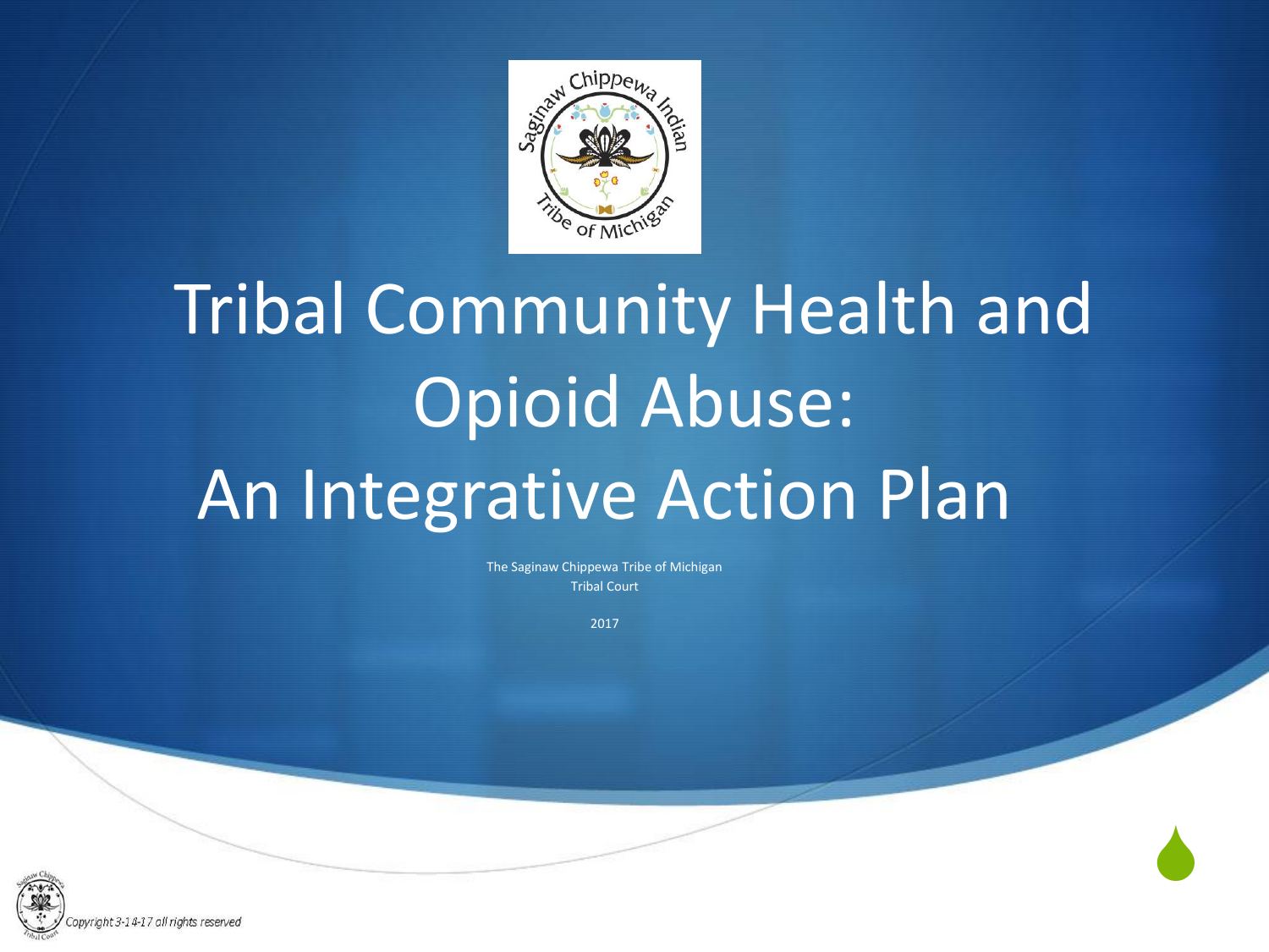# Tribal Community Health and Opioid Abuse: An Integrative Action Plan

The Saginaw Chippewa Tribe of Michigan
Tribal Court

2017

Copyright 3-14-17 all rights reserved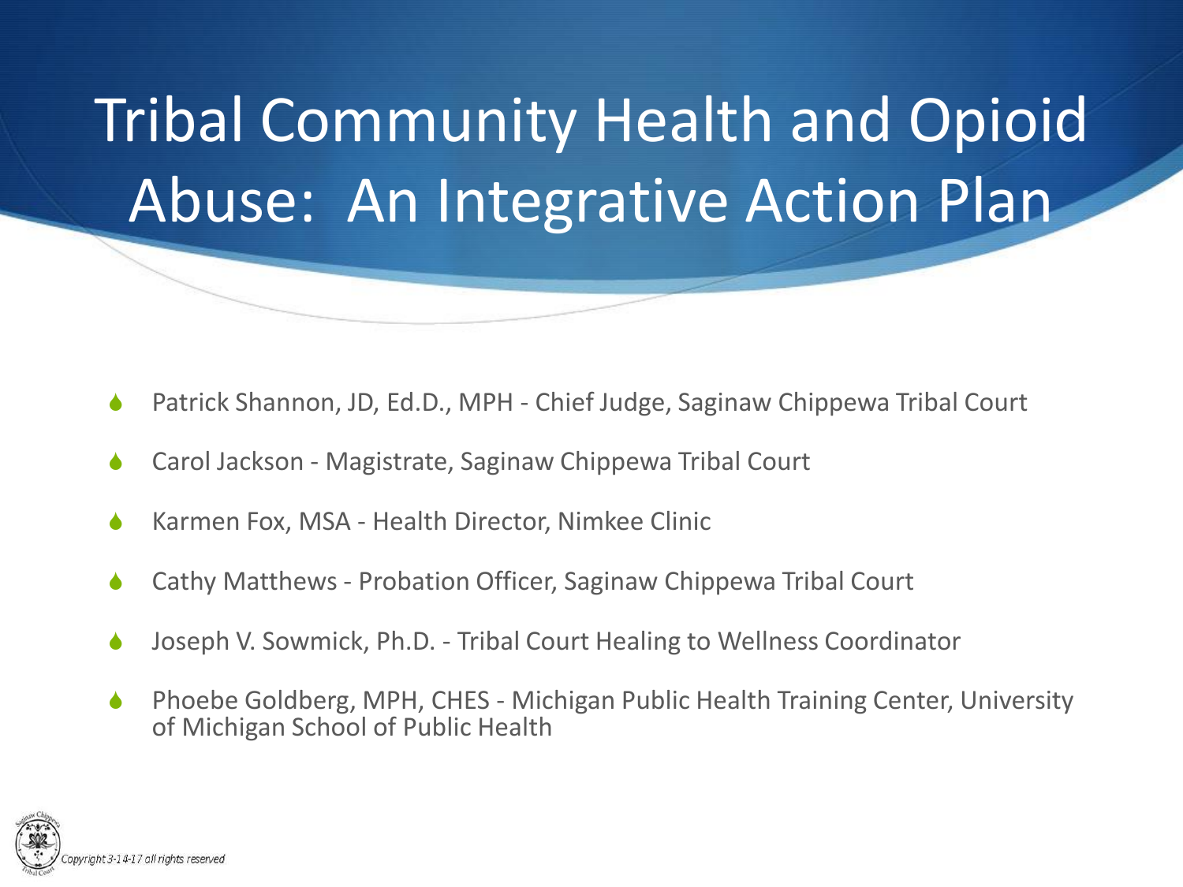# Tribal Community Health and Opioid Abuse: An Integrative Action Plan

- Patrick Shannon, JD, Ed.D., MPH - Chief Judge, Saginaw Chippewa Tribal Court
- Carol Jackson - Magistrate, Saginaw Chippewa Tribal Court
- Karmen Fox, MSA - Health Director, Nimkee Clinic
- Cathy Matthews - Probation Officer, Saginaw Chippewa Tribal Court
- Joseph V. Sowmick, Ph.D. - Tribal Court Healing to Wellness Coordinator
- Phoebe Goldberg, MPH, CHES - Michigan Public Health Training Center, University of Michigan School of Public Health

*Copyright 3-14-17 all rights reserved*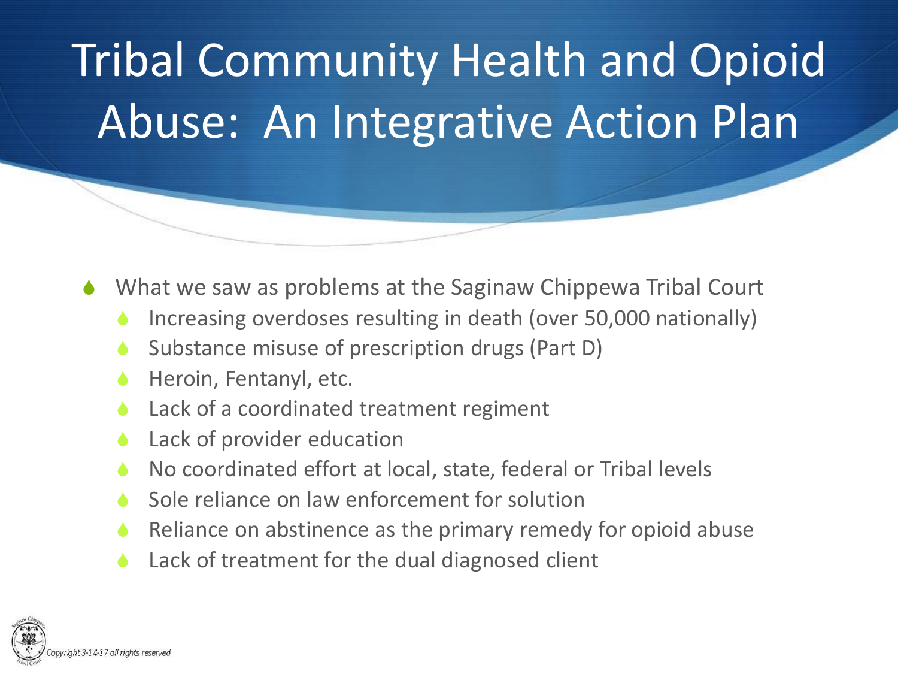# Tribal Community Health and Opioid Abuse: An Integrative Action Plan

- What we saw as problems at the Saginaw Chippewa Tribal Court
  - Increasing overdoses resulting in death (over 50,000 nationally)
  - Substance misuse of prescription drugs (Part D)
  - Heroin, Fentanyl, etc.
  - Lack of a coordinated treatment regiment
  - Lack of provider education
  - No coordinated effort at local, state, federal or Tribal levels
  - Sole reliance on law enforcement for solution
  - Reliance on abstinence as the primary remedy for opioid abuse
  - Lack of treatment for the dual diagnosed client

*Copyright 3-14-17 all rights reserved*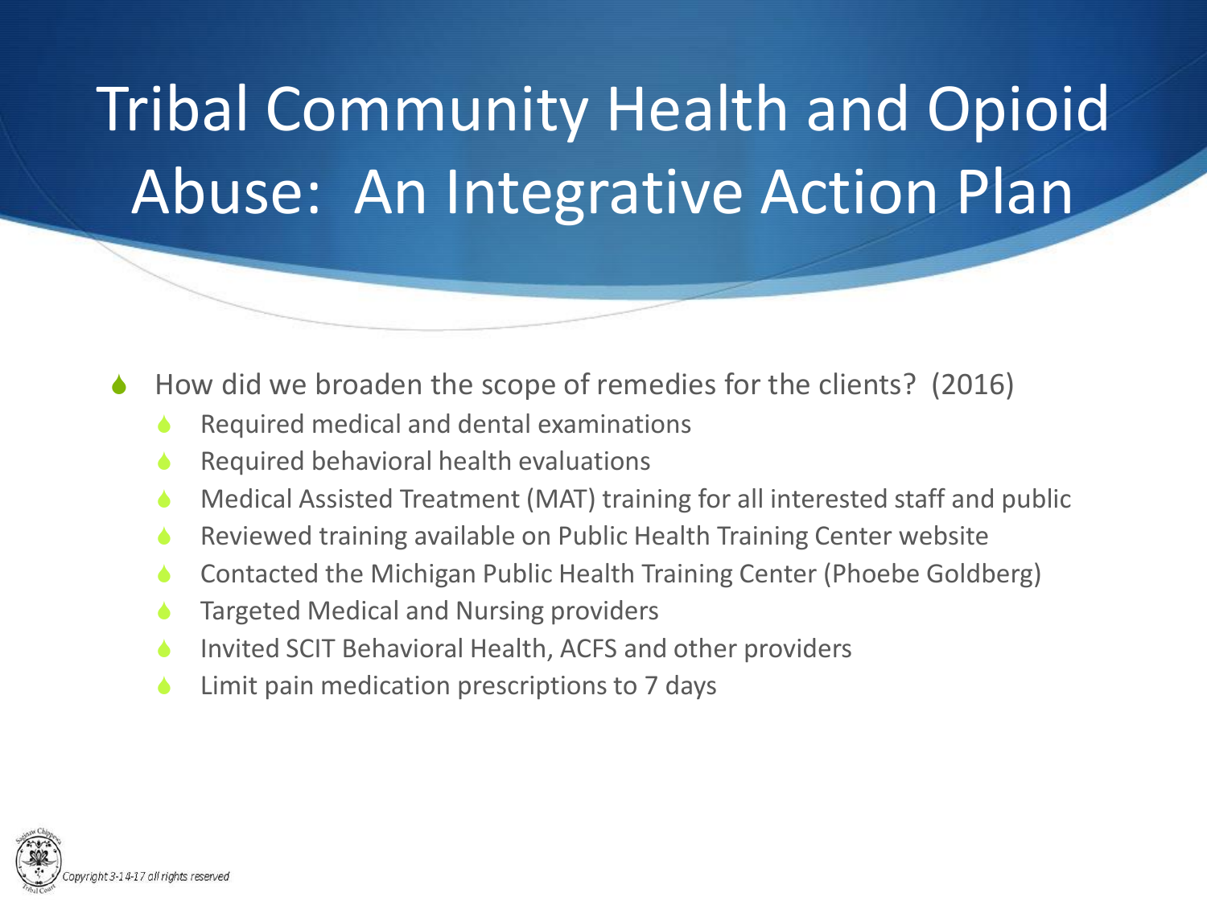# Tribal Community Health and Opioid Abuse: An Integrative Action Plan

- How did we broaden the scope of remedies for the clients? (2016)
  - Required medical and dental examinations
  - Required behavioral health evaluations
  - Medical Assisted Treatment (MAT) training for all interested staff and public
  - Reviewed training available on Public Health Training Center website
  - Contacted the Michigan Public Health Training Center (Phoebe Goldberg)
  - Targeted Medical and Nursing providers
  - Invited SCIT Behavioral Health, ACFS and other providers
  - Limit pain medication prescriptions to 7 days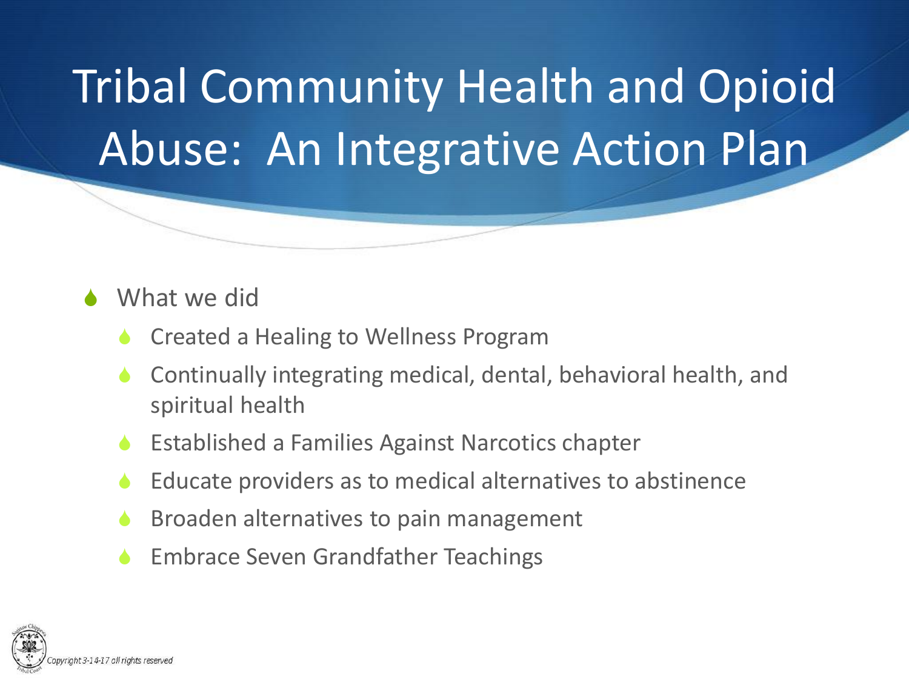# Tribal Community Health and Opioid Abuse: An Integrative Action Plan

- What we did
  - Created a Healing to Wellness Program
  - Continually integrating medical, dental, behavioral health, and spiritual health
  - Established a Families Against Narcotics chapter
  - Educate providers as to medical alternatives to abstinence
  - Broaden alternatives to pain management
  - Embrace Seven Grandfather Teachings

*Copyright 3-14-17 all rights reserved*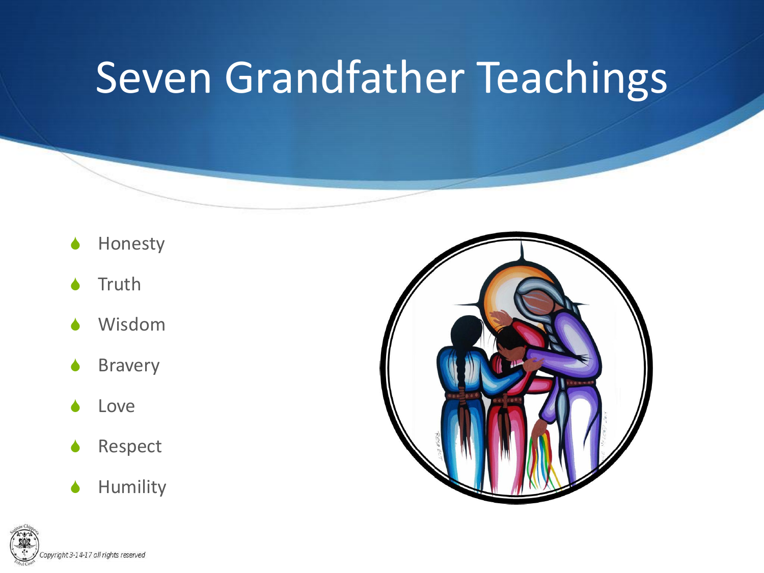# Seven Grandfather Teachings

- Honesty
- Truth
- Wisdom
- Bravery
- Love
- Respect
- Humility

Copyright 3-14-17 all rights reserved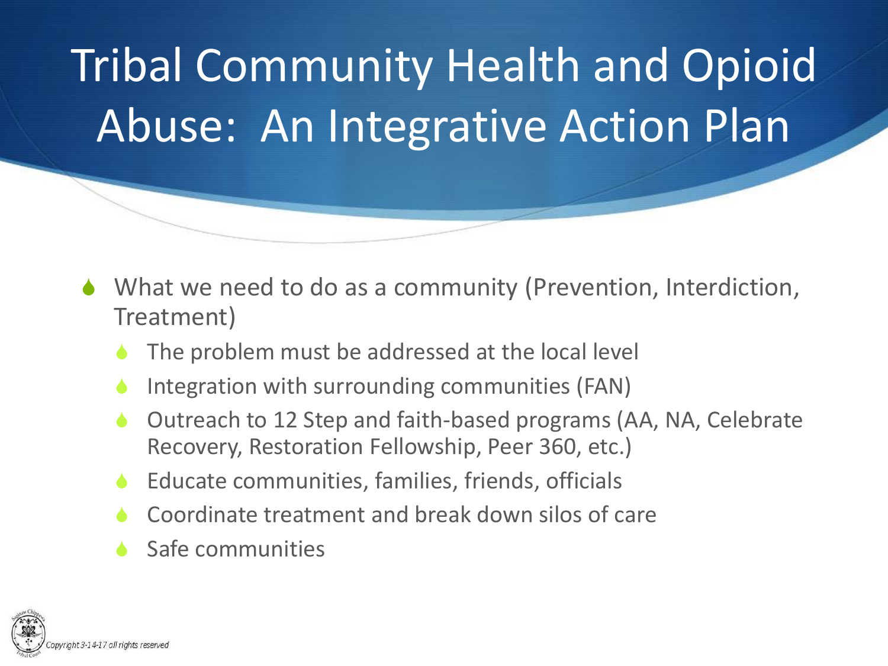# Tribal Community Health and Opioid Abuse: An Integrative Action Plan

- What we need to do as a community (Prevention, Interdiction, Treatment)
  - The problem must be addressed at the local level
  - Integration with surrounding communities (FAN)
  - Outreach to 12 Step and faith-based programs (AA, NA, Celebrate Recovery, Restoration Fellowship, Peer 360, etc.)
  - Educate communities, families, friends, officials
  - Coordinate treatment and break down silos of care
  - Safe communities

Copyright 3-14-17 all rights reserved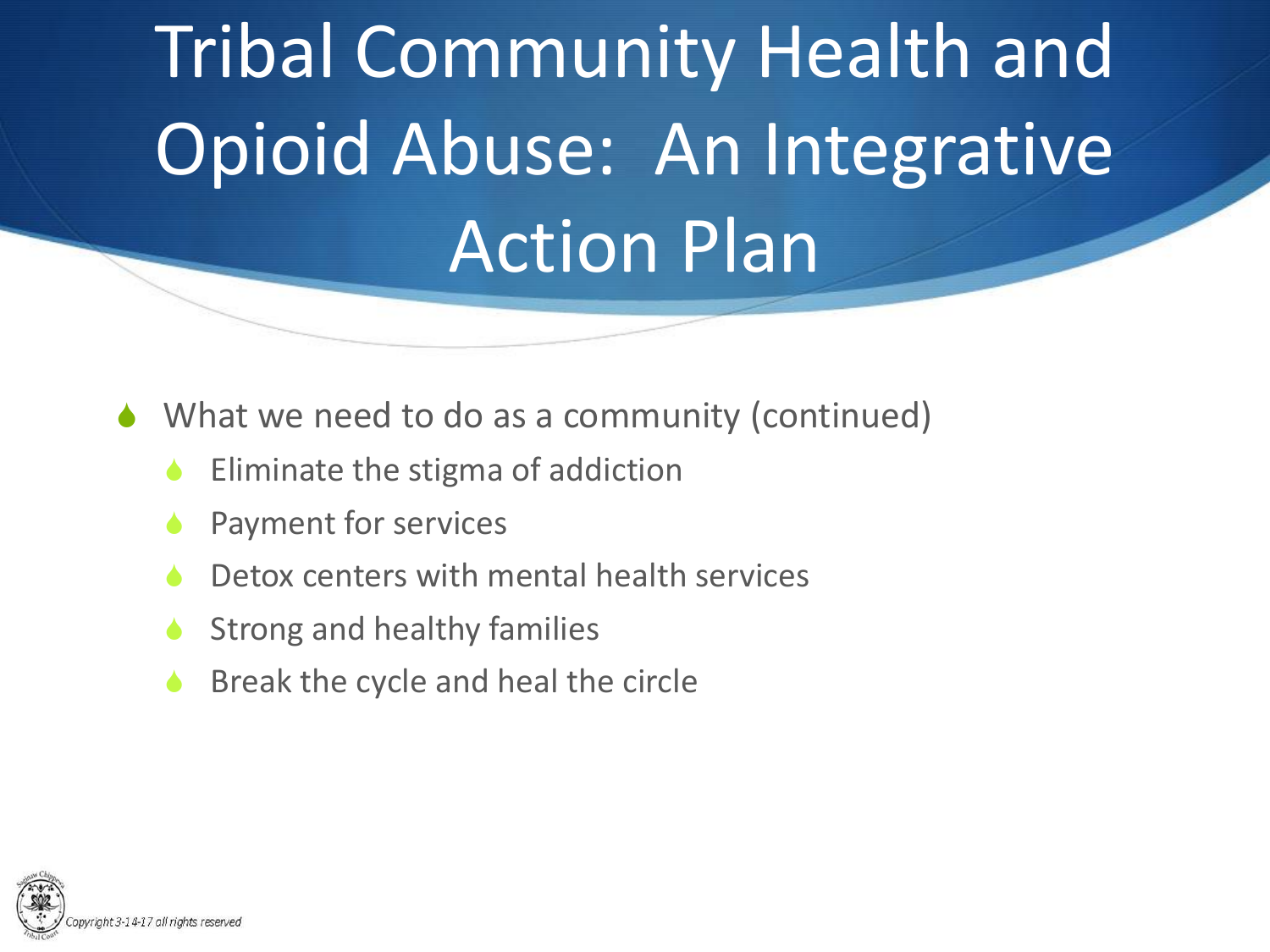# Tribal Community Health and Opioid Abuse: An Integrative Action Plan

- What we need to do as a community (continued)
  - Eliminate the stigma of addiction
  - Payment for services
  - Detox centers with mental health services
  - Strong and healthy families
  - Break the cycle and heal the circle

*Copyright 3-14-17 all rights reserved*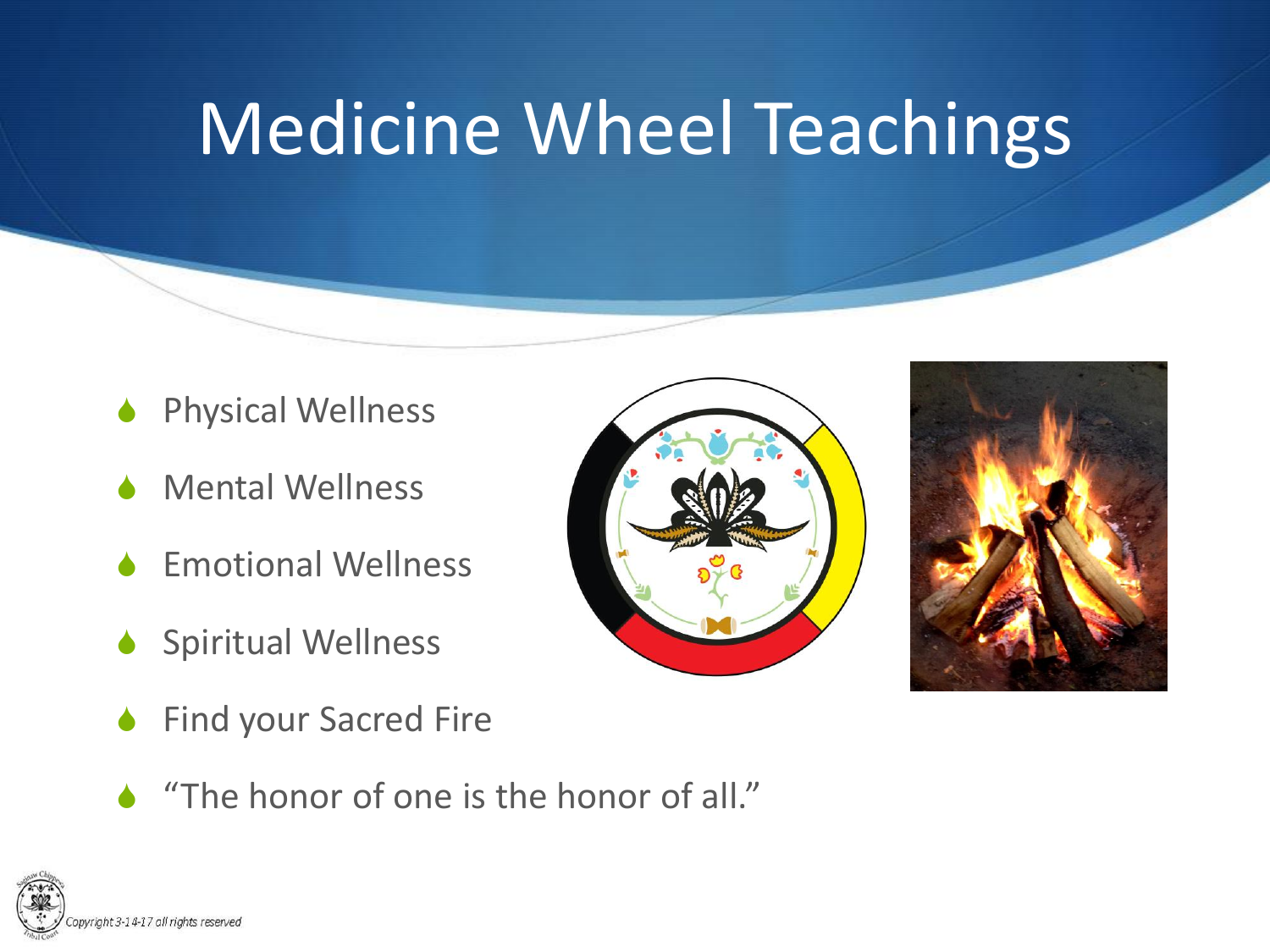# Medicine Wheel Teachings

- Physical Wellness
- Mental Wellness
- Emotional Wellness
- Spiritual Wellness
- Find your Sacred Fire
- “The honor of one is the honor of all.”

Copyright 3-14-17 all rights reserved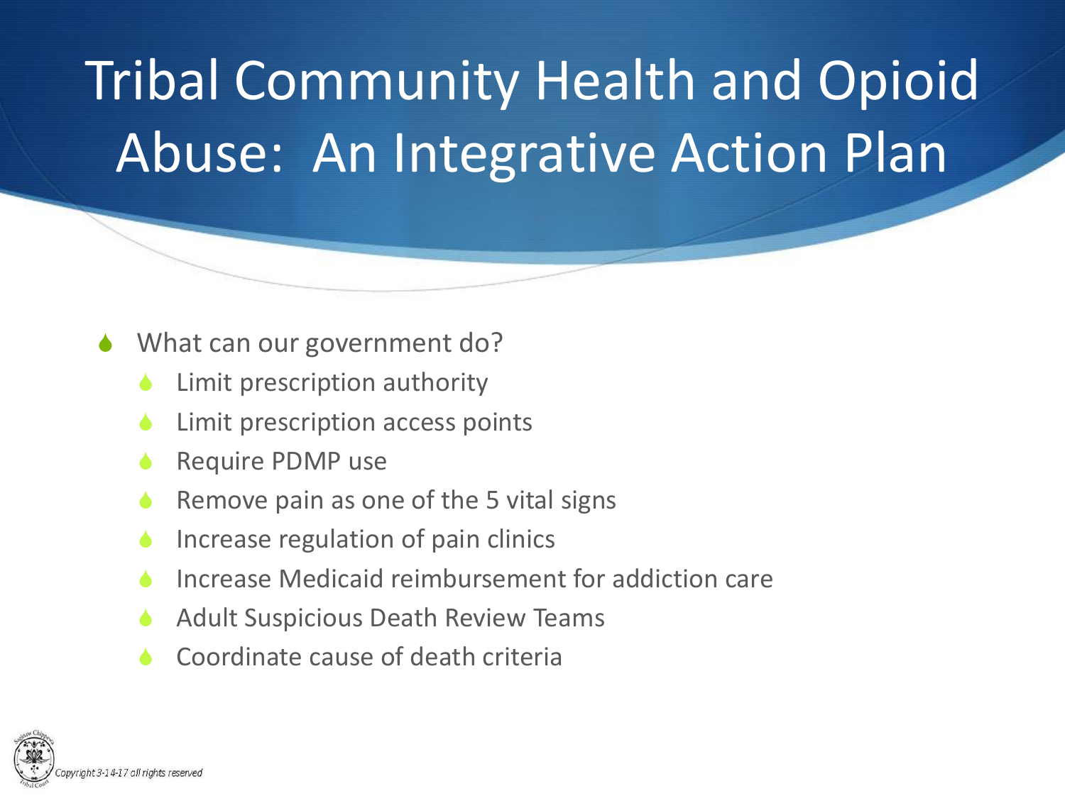# Tribal Community Health and Opioid Abuse: An Integrative Action Plan

- What can our government do?
  - Limit prescription authority
  - Limit prescription access points
  - Require PDMP use
  - Remove pain as one of the 5 vital signs
  - Increase regulation of pain clinics
  - Increase Medicaid reimbursement for addiction care
  - Adult Suspicious Death Review Teams
  - Coordinate cause of death criteria

Copyright 3-14-17 all rights reserved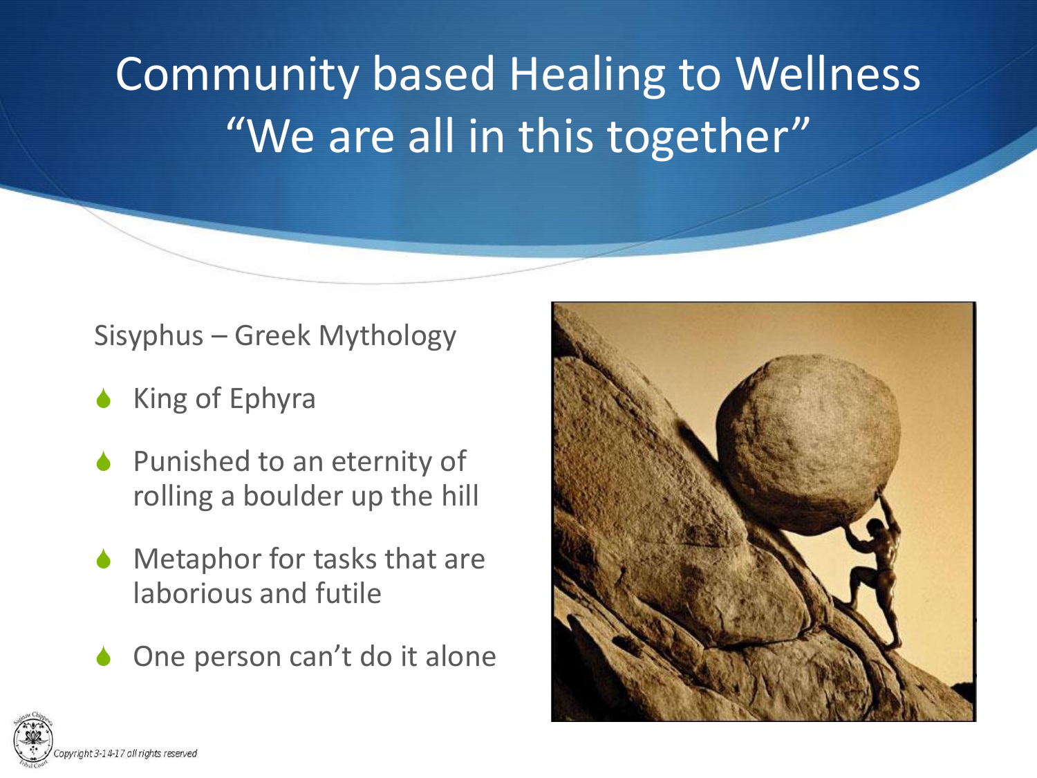# Community based Healing to Wellness "We are all in this together"

Sisyphus – Greek Mythology

- King of Ephyra
- Punished to an eternity of rolling a boulder up the hill
- Metaphor for tasks that are laborious and futile
- One person can't do it alone

Copyright 3-14-17 all rights reserved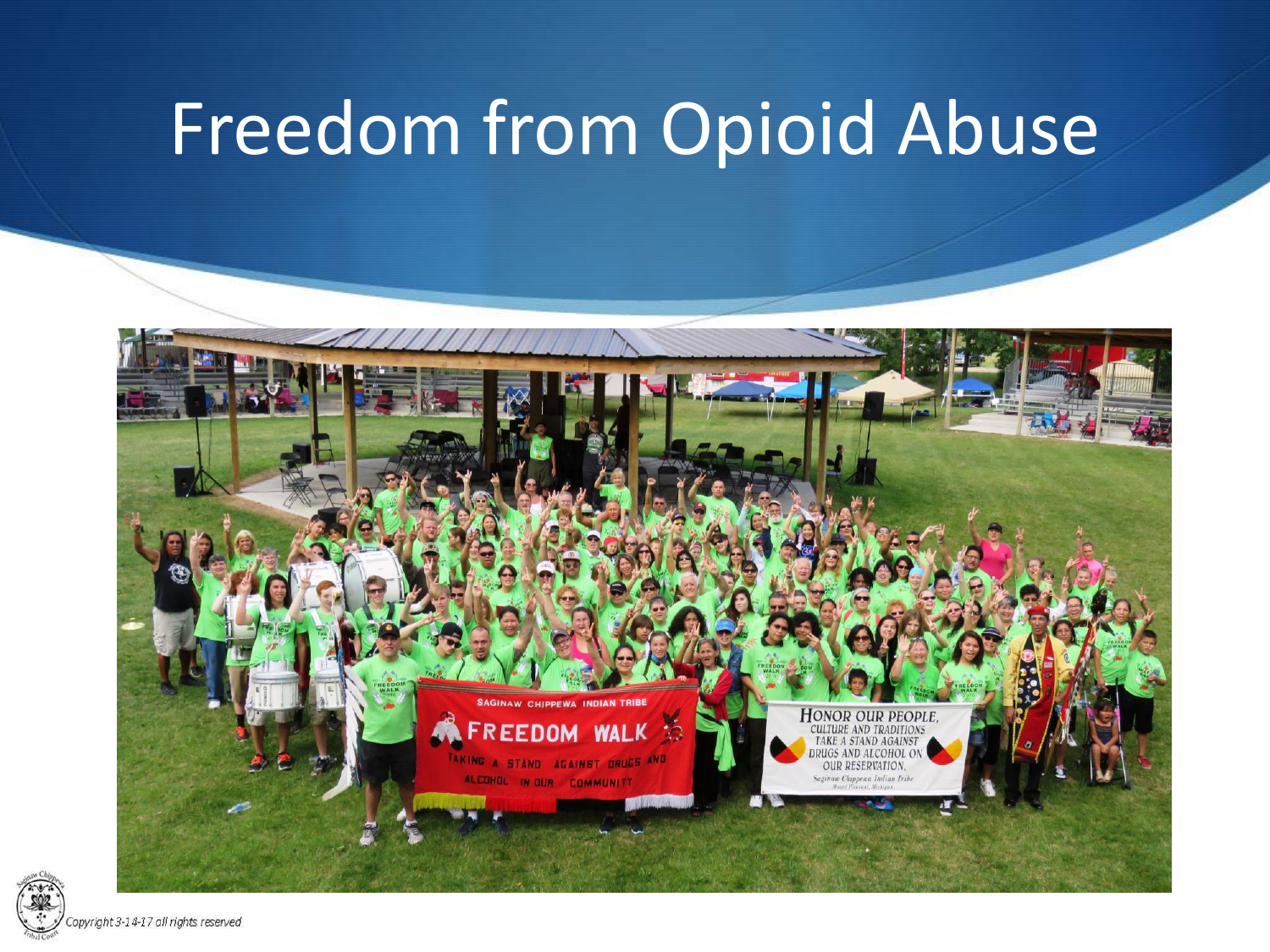# Freedom from Opioid Abuse

Copyright 3-14-17 all rights reserved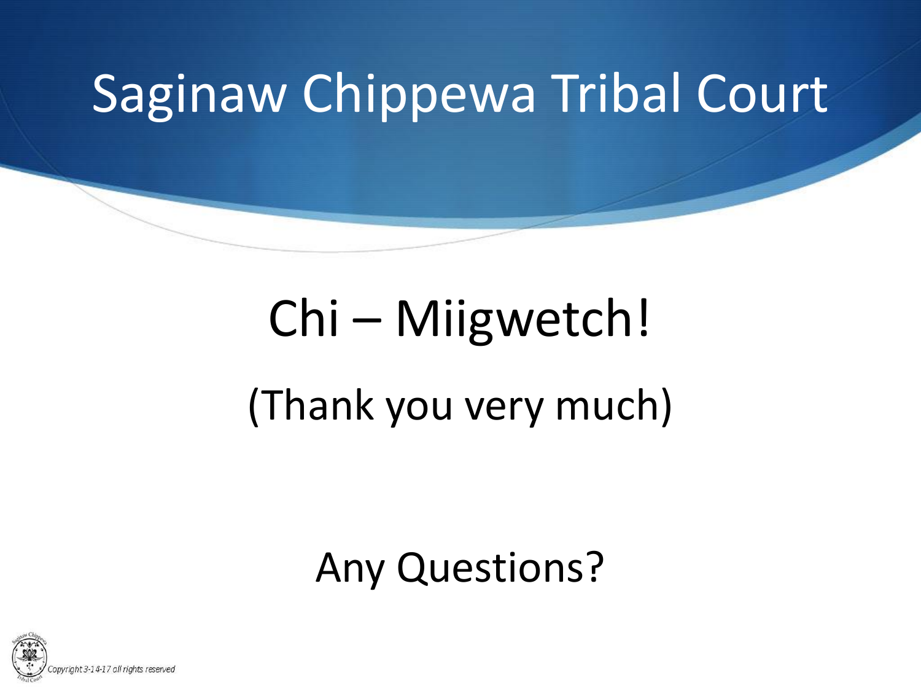# Saginaw Chippewa Tribal Court

Chi – Miigwetch!

(Thank you very much)

Any Questions?

Copyright 3-14-17 all rights reserved